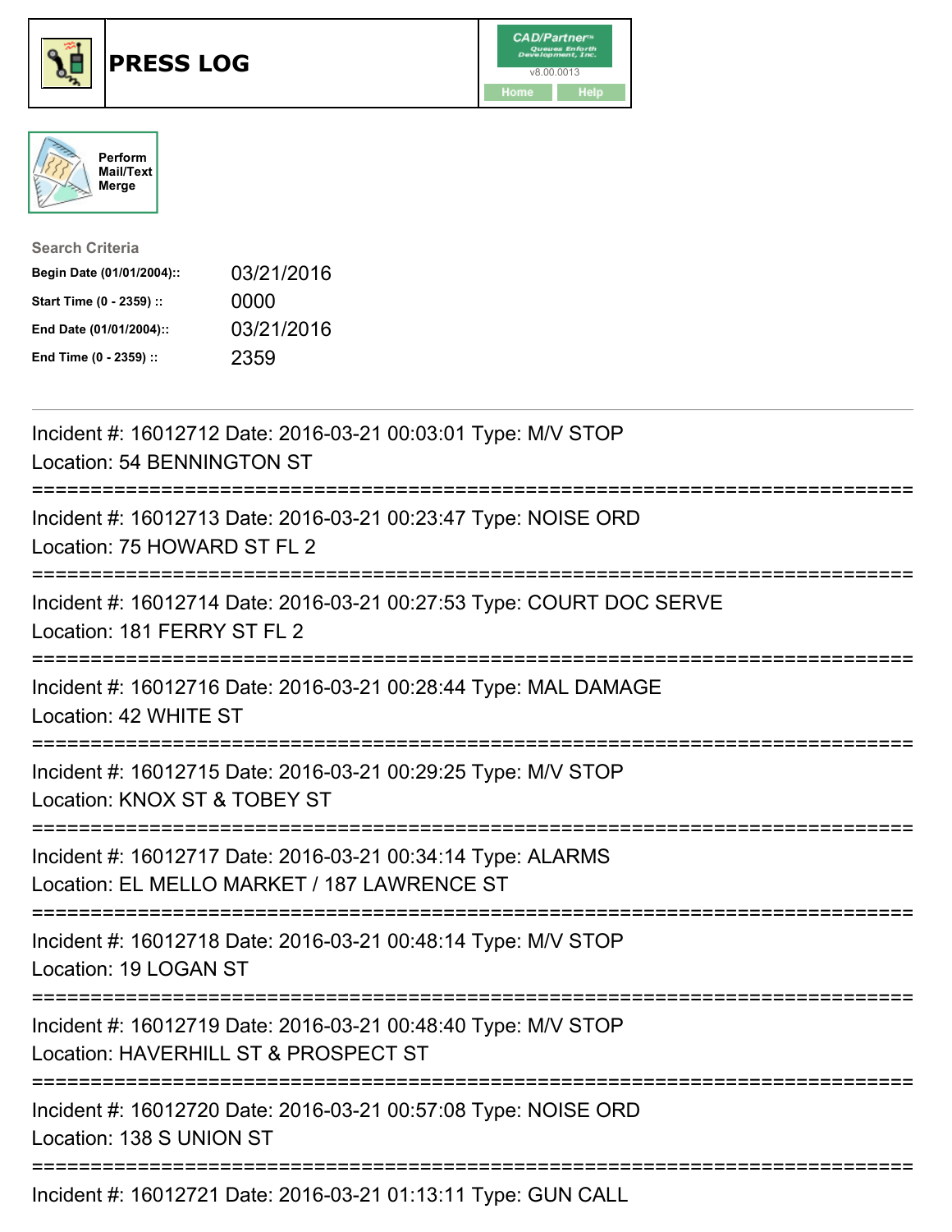# PRESS LOG

Perform Mail/Text Merge

**Search Criteria**

| | |
|---|---|
| **Begin Date (01/01/2004)::** | 03/21/2016 |
| **Start Time (0 - 2359) ::** | 0000 |
| **End Date (01/01/2004)::** | 03/21/2016 |
| **End Time (0 - 2359) ::** | 2359 |

---

Incident #: 16012712 Date: 2016-03-21 00:03:01 Type: M/V STOP
Location: 54 BENNINGTON ST

===========================================================================

Incident #: 16012713 Date: 2016-03-21 00:23:47 Type: NOISE ORD
Location: 75 HOWARD ST FL 2

===========================================================================

Incident #: 16012714 Date: 2016-03-21 00:27:53 Type: COURT DOC SERVE
Location: 181 FERRY ST FL 2

===========================================================================

Incident #: 16012716 Date: 2016-03-21 00:28:44 Type: MAL DAMAGE
Location: 42 WHITE ST

===========================================================================

Incident #: 16012715 Date: 2016-03-21 00:29:25 Type: M/V STOP
Location: KNOX ST & TOBEY ST

===========================================================================

Incident #: 16012717 Date: 2016-03-21 00:34:14 Type: ALARMS
Location: EL MELLO MARKET / 187 LAWRENCE ST

===========================================================================

Incident #: 16012718 Date: 2016-03-21 00:48:14 Type: M/V STOP
Location: 19 LOGAN ST

===========================================================================

Incident #: 16012719 Date: 2016-03-21 00:48:40 Type: M/V STOP
Location: HAVERHILL ST & PROSPECT ST

===========================================================================

Incident #: 16012720 Date: 2016-03-21 00:57:08 Type: NOISE ORD
Location: 138 S UNION ST

===========================================================================

Incident #: 16012721 Date: 2016-03-21 01:13:11 Type: GUN CALL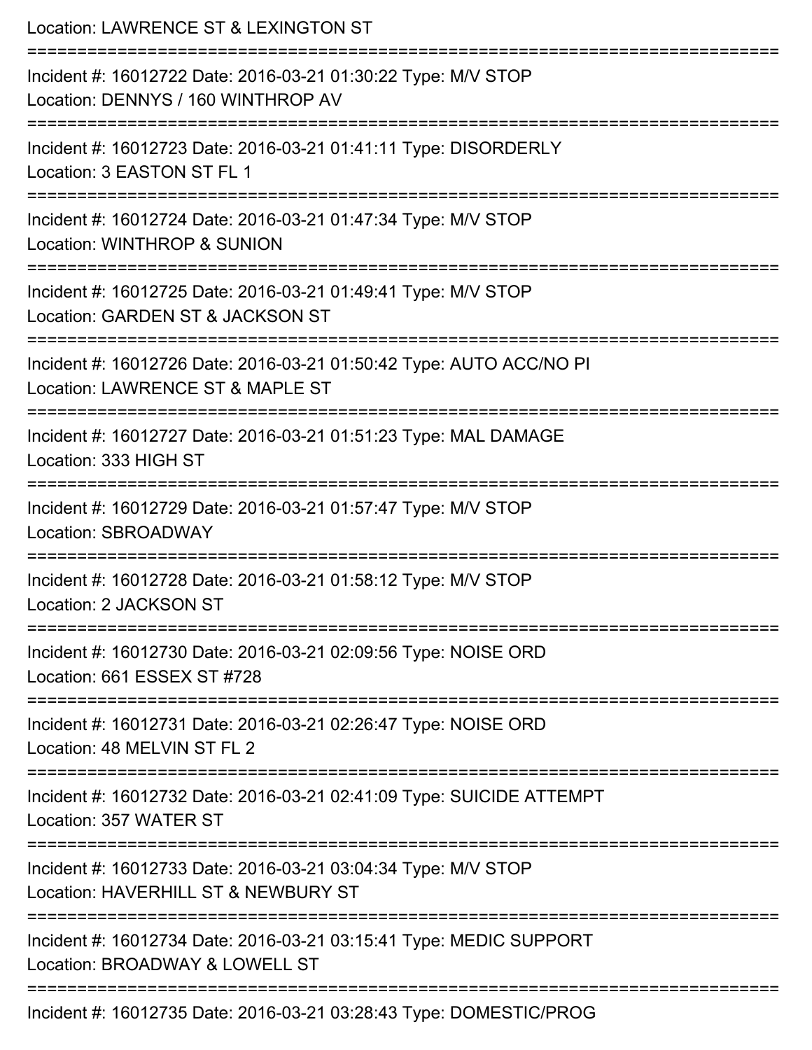Location: LAWRENCE ST & LEXINGTON ST

===========================================================================

Incident #: 16012722 Date: 2016-03-21 01:30:22 Type: M/V STOP
Location: DENNYS / 160 WINTHROP AV

===========================================================================

Incident #: 16012723 Date: 2016-03-21 01:41:11 Type: DISORDERLY
Location: 3 EASTON ST FL 1

===========================================================================

Incident #: 16012724 Date: 2016-03-21 01:47:34 Type: M/V STOP
Location: WINTHROP & SUNION

===========================================================================

Incident #: 16012725 Date: 2016-03-21 01:49:41 Type: M/V STOP
Location: GARDEN ST & JACKSON ST

===========================================================================

Incident #: 16012726 Date: 2016-03-21 01:50:42 Type: AUTO ACC/NO PI
Location: LAWRENCE ST & MAPLE ST

===========================================================================

Incident #: 16012727 Date: 2016-03-21 01:51:23 Type: MAL DAMAGE
Location: 333 HIGH ST

===========================================================================

Incident #: 16012729 Date: 2016-03-21 01:57:47 Type: M/V STOP
Location: SBROADWAY

===========================================================================

Incident #: 16012728 Date: 2016-03-21 01:58:12 Type: M/V STOP
Location: 2 JACKSON ST

===========================================================================

Incident #: 16012730 Date: 2016-03-21 02:09:56 Type: NOISE ORD
Location: 661 ESSEX ST #728

===========================================================================

Incident #: 16012731 Date: 2016-03-21 02:26:47 Type: NOISE ORD
Location: 48 MELVIN ST FL 2

===========================================================================

Incident #: 16012732 Date: 2016-03-21 02:41:09 Type: SUICIDE ATTEMPT
Location: 357 WATER ST

===========================================================================

Incident #: 16012733 Date: 2016-03-21 03:04:34 Type: M/V STOP
Location: HAVERHILL ST & NEWBURY ST

===========================================================================

Incident #: 16012734 Date: 2016-03-21 03:15:41 Type: MEDIC SUPPORT
Location: BROADWAY & LOWELL ST

===========================================================================

Incident #: 16012735 Date: 2016-03-21 03:28:43 Type: DOMESTIC/PROG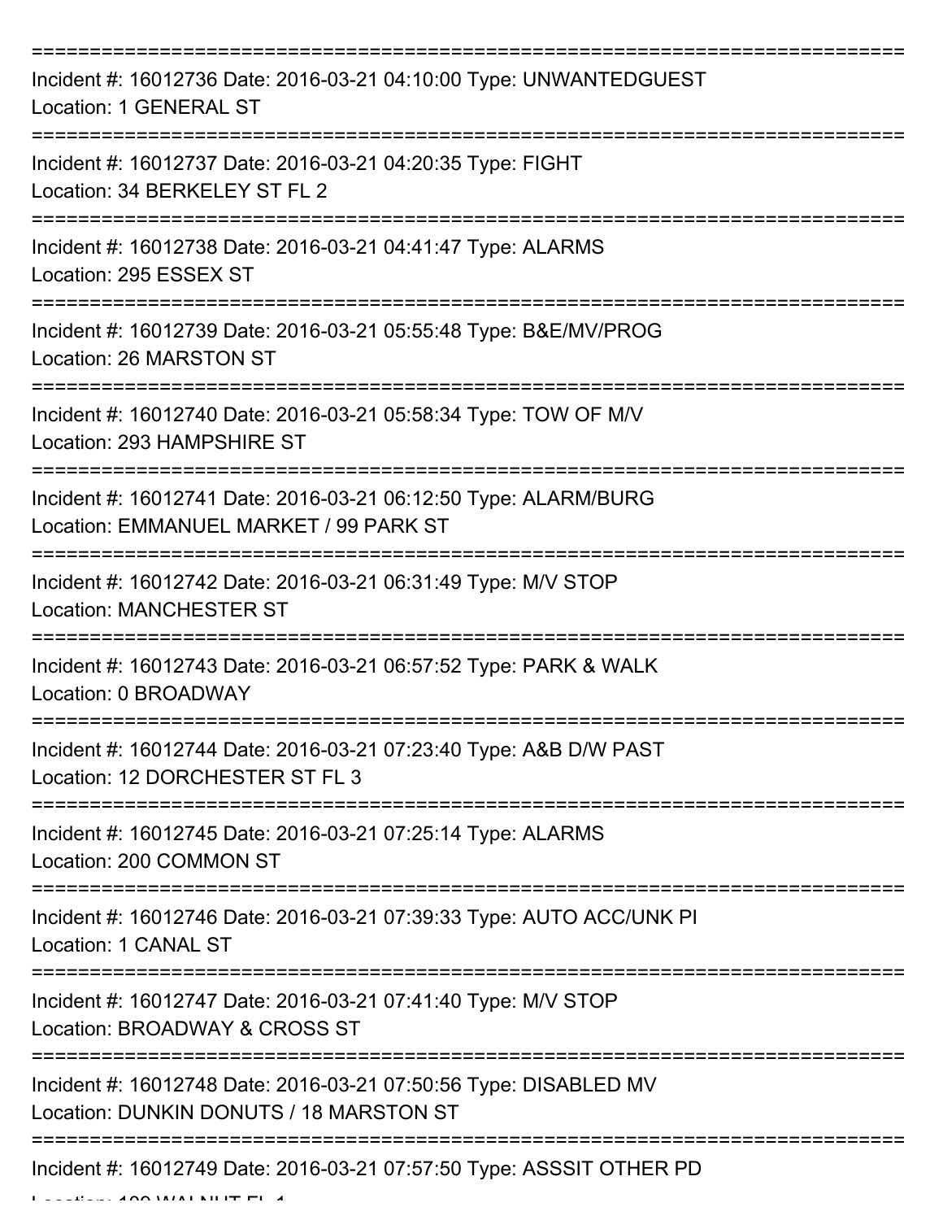Incident #: 16012736 Date: 2016-03-21 04:10:00 Type: UNWANTEDGUEST
Location: 1 GENERAL ST

Incident #: 16012737 Date: 2016-03-21 04:20:35 Type: FIGHT
Location: 34 BERKELEY ST FL 2

Incident #: 16012738 Date: 2016-03-21 04:41:47 Type: ALARMS
Location: 295 ESSEX ST

Incident #: 16012739 Date: 2016-03-21 05:55:48 Type: B&E/MV/PROG
Location: 26 MARSTON ST

Incident #: 16012740 Date: 2016-03-21 05:58:34 Type: TOW OF M/V
Location: 293 HAMPSHIRE ST

Incident #: 16012741 Date: 2016-03-21 06:12:50 Type: ALARM/BURG
Location: EMMANUEL MARKET / 99 PARK ST

Incident #: 16012742 Date: 2016-03-21 06:31:49 Type: M/V STOP
Location: MANCHESTER ST

Incident #: 16012743 Date: 2016-03-21 06:57:52 Type: PARK & WALK
Location: 0 BROADWAY

Incident #: 16012744 Date: 2016-03-21 07:23:40 Type: A&B D/W PAST
Location: 12 DORCHESTER ST FL 3

Incident #: 16012745 Date: 2016-03-21 07:25:14 Type: ALARMS
Location: 200 COMMON ST

Incident #: 16012746 Date: 2016-03-21 07:39:33 Type: AUTO ACC/UNK PI
Location: 1 CANAL ST

Incident #: 16012747 Date: 2016-03-21 07:41:40 Type: M/V STOP
Location: BROADWAY & CROSS ST

Incident #: 16012748 Date: 2016-03-21 07:50:56 Type: DISABLED MV
Location: DUNKIN DONUTS / 18 MARSTON ST

Incident #: 16012749 Date: 2016-03-21 07:57:50 Type: ASSSIT OTHER PD
Location: 100 WALNUT FL 1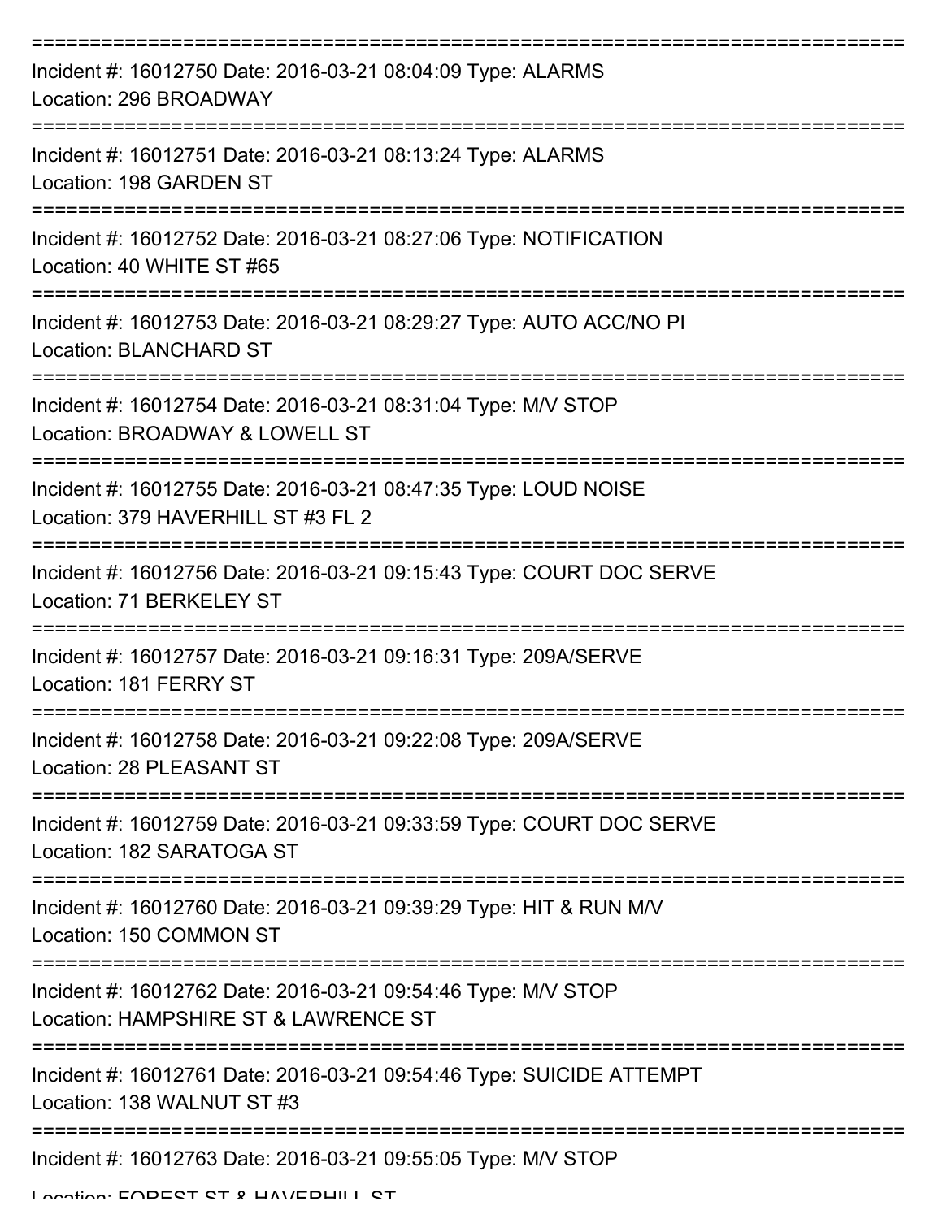===========================================================================

Incident #: 16012750 Date: 2016-03-21 08:04:09 Type: ALARMS
Location: 296 BROADWAY

===========================================================================

Incident #: 16012751 Date: 2016-03-21 08:13:24 Type: ALARMS
Location: 198 GARDEN ST

===========================================================================

Incident #: 16012752 Date: 2016-03-21 08:27:06 Type: NOTIFICATION
Location: 40 WHITE ST #65

===========================================================================

Incident #: 16012753 Date: 2016-03-21 08:29:27 Type: AUTO ACC/NO PI
Location: BLANCHARD ST

===========================================================================

Incident #: 16012754 Date: 2016-03-21 08:31:04 Type: M/V STOP
Location: BROADWAY & LOWELL ST

===========================================================================

Incident #: 16012755 Date: 2016-03-21 08:47:35 Type: LOUD NOISE
Location: 379 HAVERHILL ST #3 FL 2

===========================================================================

Incident #: 16012756 Date: 2016-03-21 09:15:43 Type: COURT DOC SERVE
Location: 71 BERKELEY ST

===========================================================================

Incident #: 16012757 Date: 2016-03-21 09:16:31 Type: 209A/SERVE
Location: 181 FERRY ST

===========================================================================

Incident #: 16012758 Date: 2016-03-21 09:22:08 Type: 209A/SERVE
Location: 28 PLEASANT ST

===========================================================================

Incident #: 16012759 Date: 2016-03-21 09:33:59 Type: COURT DOC SERVE
Location: 182 SARATOGA ST

===========================================================================

Incident #: 16012760 Date: 2016-03-21 09:39:29 Type: HIT & RUN M/V
Location: 150 COMMON ST

===========================================================================

Incident #: 16012762 Date: 2016-03-21 09:54:46 Type: M/V STOP
Location: HAMPSHIRE ST & LAWRENCE ST

===========================================================================

Incident #: 16012761 Date: 2016-03-21 09:54:46 Type: SUICIDE ATTEMPT
Location: 138 WALNUT ST #3

===========================================================================

Incident #: 16012763 Date: 2016-03-21 09:55:05 Type: M/V STOP
Location: FOREST ST & HAVERHILL ST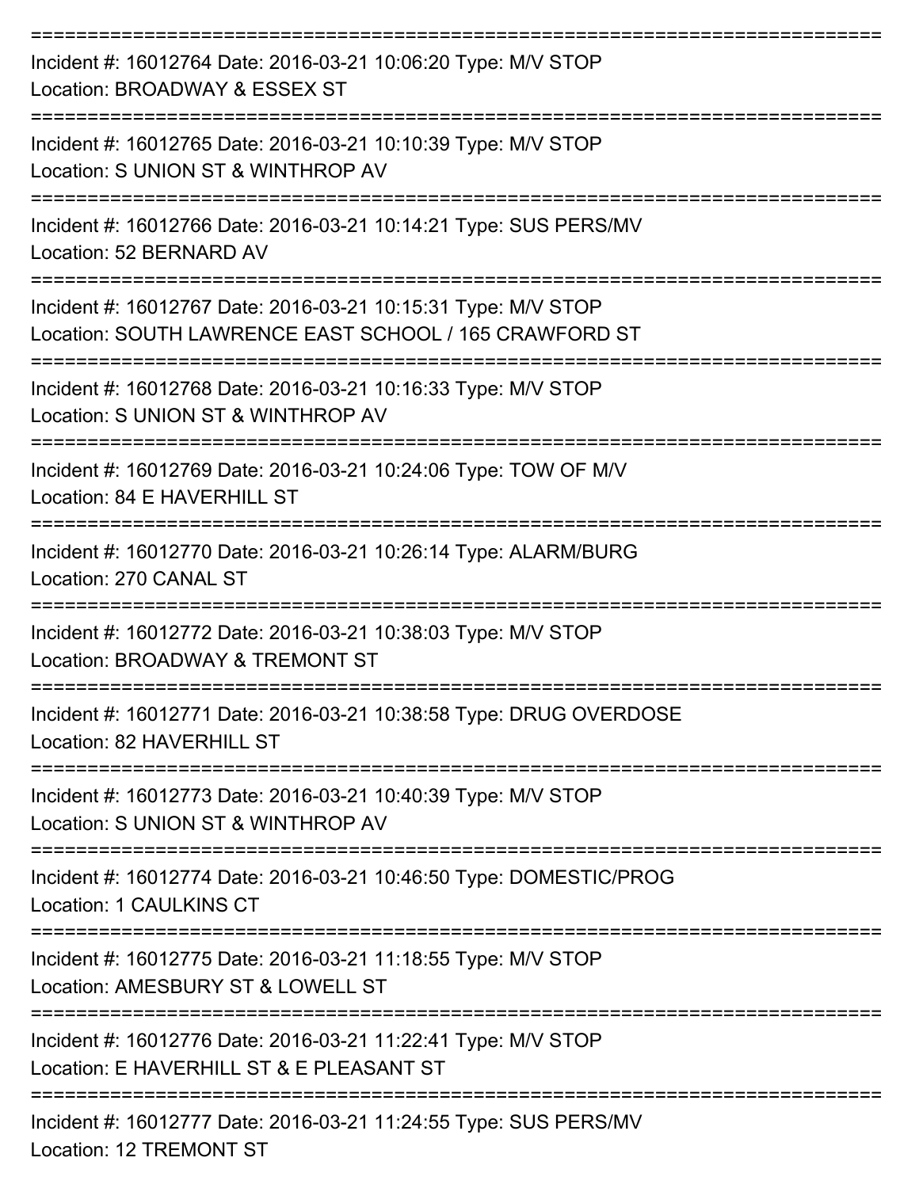===========================================================================

Incident #: 16012764 Date: 2016-03-21 10:06:20 Type: M/V STOP
Location: BROADWAY & ESSEX ST

===========================================================================

Incident #: 16012765 Date: 2016-03-21 10:10:39 Type: M/V STOP
Location: S UNION ST & WINTHROP AV

===========================================================================

Incident #: 16012766 Date: 2016-03-21 10:14:21 Type: SUS PERS/MV
Location: 52 BERNARD AV

===========================================================================

Incident #: 16012767 Date: 2016-03-21 10:15:31 Type: M/V STOP
Location: SOUTH LAWRENCE EAST SCHOOL / 165 CRAWFORD ST

===========================================================================

Incident #: 16012768 Date: 2016-03-21 10:16:33 Type: M/V STOP
Location: S UNION ST & WINTHROP AV

===========================================================================

Incident #: 16012769 Date: 2016-03-21 10:24:06 Type: TOW OF M/V
Location: 84 E HAVERHILL ST

===========================================================================

Incident #: 16012770 Date: 2016-03-21 10:26:14 Type: ALARM/BURG
Location: 270 CANAL ST

===========================================================================

Incident #: 16012772 Date: 2016-03-21 10:38:03 Type: M/V STOP
Location: BROADWAY & TREMONT ST

===========================================================================

Incident #: 16012771 Date: 2016-03-21 10:38:58 Type: DRUG OVERDOSE
Location: 82 HAVERHILL ST

===========================================================================

Incident #: 16012773 Date: 2016-03-21 10:40:39 Type: M/V STOP
Location: S UNION ST & WINTHROP AV

===========================================================================

Incident #: 16012774 Date: 2016-03-21 10:46:50 Type: DOMESTIC/PROG
Location: 1 CAULKINS CT

===========================================================================

Incident #: 16012775 Date: 2016-03-21 11:18:55 Type: M/V STOP
Location: AMESBURY ST & LOWELL ST

===========================================================================

Incident #: 16012776 Date: 2016-03-21 11:22:41 Type: M/V STOP
Location: E HAVERHILL ST & E PLEASANT ST

===========================================================================

Incident #: 16012777 Date: 2016-03-21 11:24:55 Type: SUS PERS/MV
Location: 12 TREMONT ST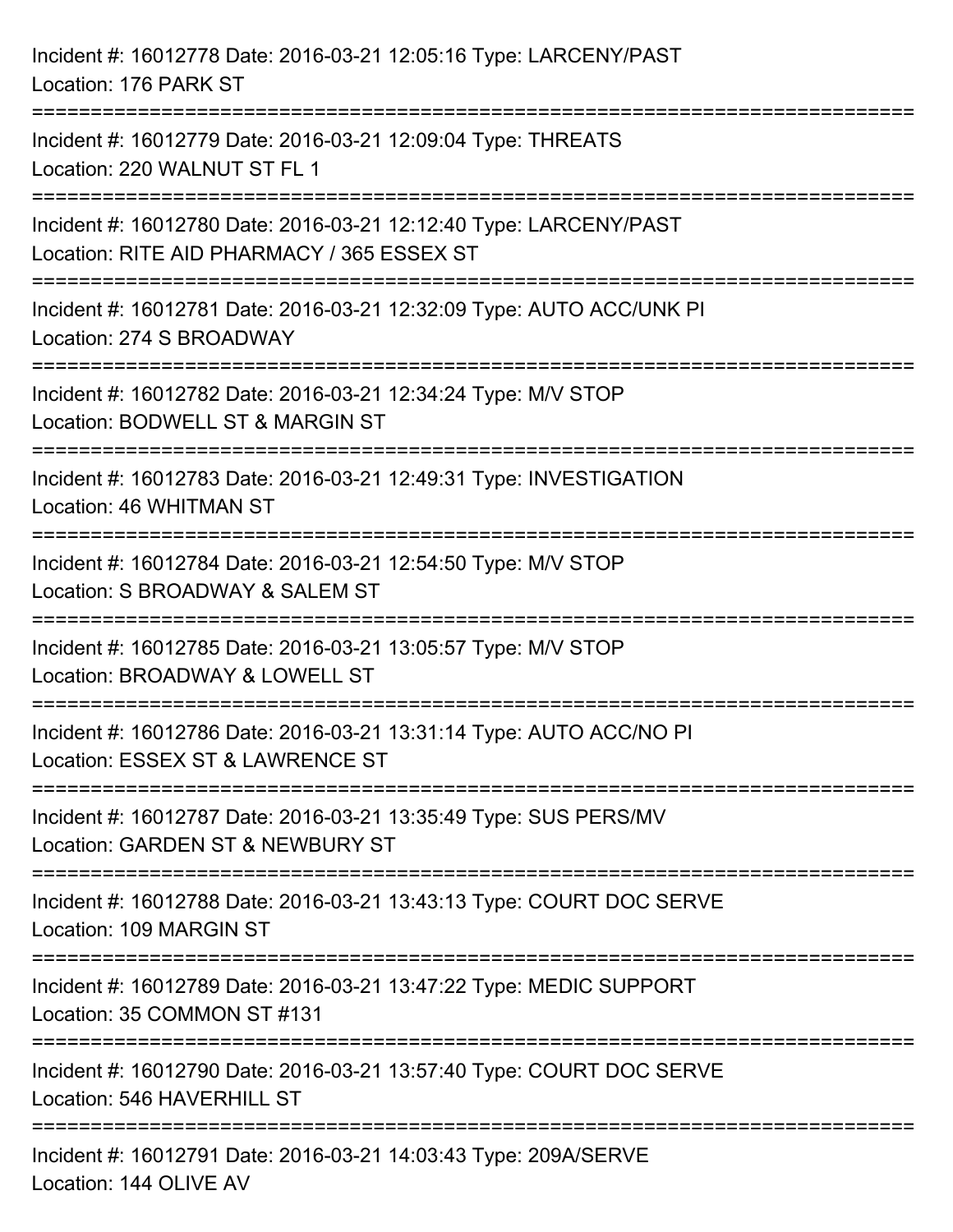Incident #: 16012778 Date: 2016-03-21 12:05:16 Type: LARCENY/PAST
Location: 176 PARK ST

===========================================================================

Incident #: 16012779 Date: 2016-03-21 12:09:04 Type: THREATS
Location: 220 WALNUT ST FL 1

===========================================================================

Incident #: 16012780 Date: 2016-03-21 12:12:40 Type: LARCENY/PAST
Location: RITE AID PHARMACY / 365 ESSEX ST

===========================================================================

Incident #: 16012781 Date: 2016-03-21 12:32:09 Type: AUTO ACC/UNK PI
Location: 274 S BROADWAY

===========================================================================

Incident #: 16012782 Date: 2016-03-21 12:34:24 Type: M/V STOP
Location: BODWELL ST & MARGIN ST

===========================================================================

Incident #: 16012783 Date: 2016-03-21 12:49:31 Type: INVESTIGATION
Location: 46 WHITMAN ST

===========================================================================

Incident #: 16012784 Date: 2016-03-21 12:54:50 Type: M/V STOP
Location: S BROADWAY & SALEM ST

===========================================================================

Incident #: 16012785 Date: 2016-03-21 13:05:57 Type: M/V STOP
Location: BROADWAY & LOWELL ST

===========================================================================

Incident #: 16012786 Date: 2016-03-21 13:31:14 Type: AUTO ACC/NO PI
Location: ESSEX ST & LAWRENCE ST

===========================================================================

Incident #: 16012787 Date: 2016-03-21 13:35:49 Type: SUS PERS/MV
Location: GARDEN ST & NEWBURY ST

===========================================================================

Incident #: 16012788 Date: 2016-03-21 13:43:13 Type: COURT DOC SERVE
Location: 109 MARGIN ST

===========================================================================

Incident #: 16012789 Date: 2016-03-21 13:47:22 Type: MEDIC SUPPORT
Location: 35 COMMON ST #131

===========================================================================

Incident #: 16012790 Date: 2016-03-21 13:57:40 Type: COURT DOC SERVE
Location: 546 HAVERHILL ST

===========================================================================

Incident #: 16012791 Date: 2016-03-21 14:03:43 Type: 209A/SERVE
Location: 144 OLIVE AV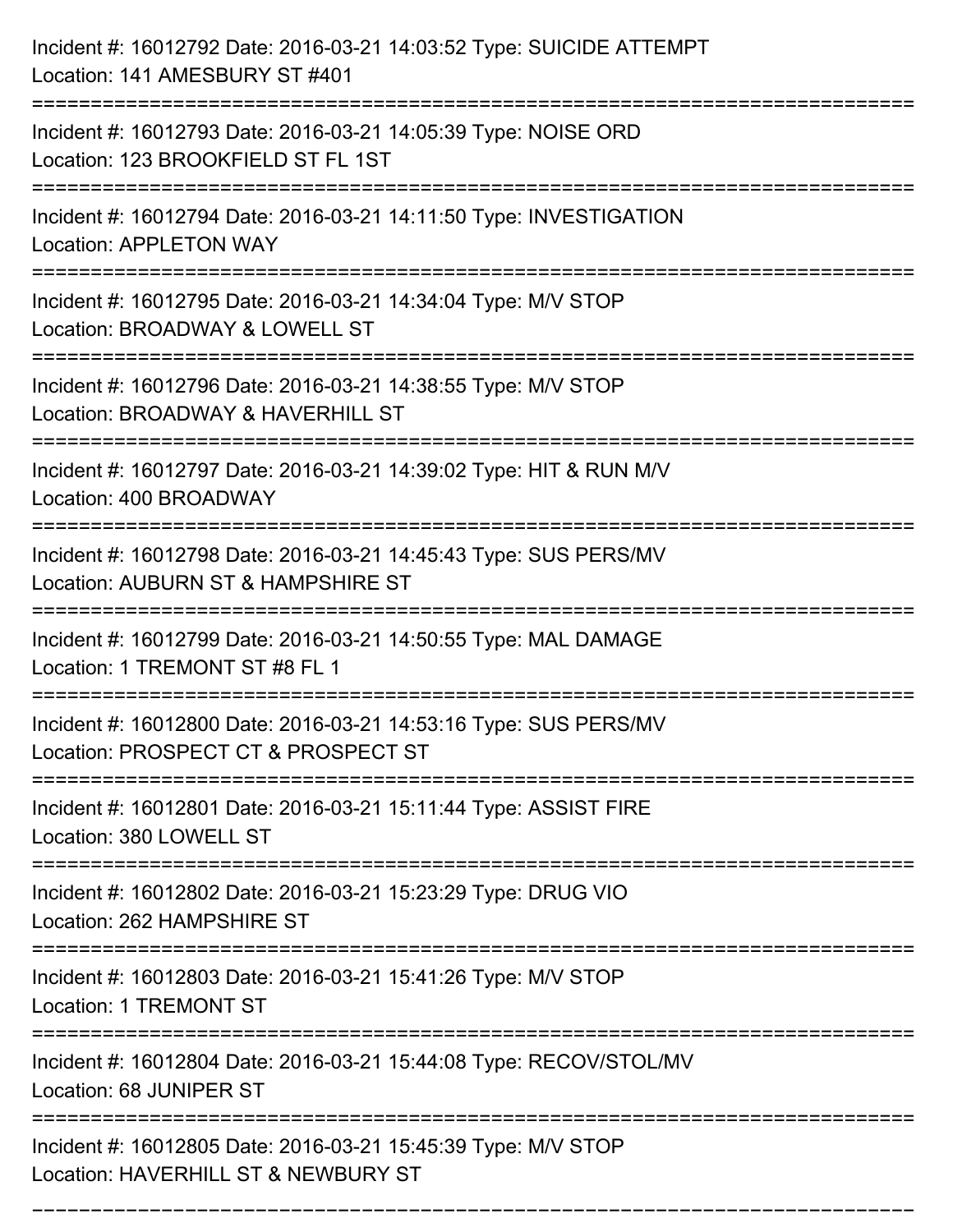Incident #: 16012792 Date: 2016-03-21 14:03:52 Type: SUICIDE ATTEMPT
Location: 141 AMESBURY ST #401

===========================================================================

Incident #: 16012793 Date: 2016-03-21 14:05:39 Type: NOISE ORD
Location: 123 BROOKFIELD ST FL 1ST

===========================================================================

Incident #: 16012794 Date: 2016-03-21 14:11:50 Type: INVESTIGATION
Location: APPLETON WAY

===========================================================================

Incident #: 16012795 Date: 2016-03-21 14:34:04 Type: M/V STOP
Location: BROADWAY & LOWELL ST

===========================================================================

Incident #: 16012796 Date: 2016-03-21 14:38:55 Type: M/V STOP
Location: BROADWAY & HAVERHILL ST

===========================================================================

Incident #: 16012797 Date: 2016-03-21 14:39:02 Type: HIT & RUN M/V
Location: 400 BROADWAY

===========================================================================

Incident #: 16012798 Date: 2016-03-21 14:45:43 Type: SUS PERS/MV
Location: AUBURN ST & HAMPSHIRE ST

===========================================================================

Incident #: 16012799 Date: 2016-03-21 14:50:55 Type: MAL DAMAGE
Location: 1 TREMONT ST #8 FL 1

===========================================================================

Incident #: 16012800 Date: 2016-03-21 14:53:16 Type: SUS PERS/MV
Location: PROSPECT CT & PROSPECT ST

===========================================================================

Incident #: 16012801 Date: 2016-03-21 15:11:44 Type: ASSIST FIRE
Location: 380 LOWELL ST

===========================================================================

Incident #: 16012802 Date: 2016-03-21 15:23:29 Type: DRUG VIO
Location: 262 HAMPSHIRE ST

===========================================================================

Incident #: 16012803 Date: 2016-03-21 15:41:26 Type: M/V STOP
Location: 1 TREMONT ST

===========================================================================

Incident #: 16012804 Date: 2016-03-21 15:44:08 Type: RECOV/STOL/MV
Location: 68 JUNIPER ST

===========================================================================

Incident #: 16012805 Date: 2016-03-21 15:45:39 Type: M/V STOP
Location: HAVERHILL ST & NEWBURY ST

===========================================================================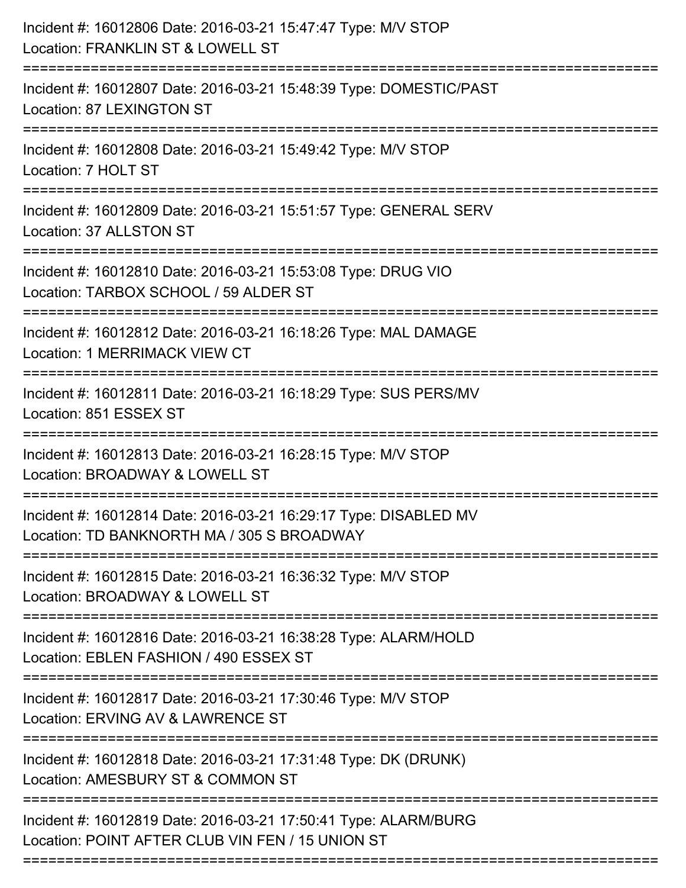Incident #: 16012806 Date: 2016-03-21 15:47:47 Type: M/V STOP
Location: FRANKLIN ST & LOWELL ST

===========================================================================

Incident #: 16012807 Date: 2016-03-21 15:48:39 Type: DOMESTIC/PAST
Location: 87 LEXINGTON ST

===========================================================================

Incident #: 16012808 Date: 2016-03-21 15:49:42 Type: M/V STOP
Location: 7 HOLT ST

===========================================================================

Incident #: 16012809 Date: 2016-03-21 15:51:57 Type: GENERAL SERV
Location: 37 ALLSTON ST

===========================================================================

Incident #: 16012810 Date: 2016-03-21 15:53:08 Type: DRUG VIO
Location: TARBOX SCHOOL / 59 ALDER ST

===========================================================================

Incident #: 16012812 Date: 2016-03-21 16:18:26 Type: MAL DAMAGE
Location: 1 MERRIMACK VIEW CT

===========================================================================

Incident #: 16012811 Date: 2016-03-21 16:18:29 Type: SUS PERS/MV
Location: 851 ESSEX ST

===========================================================================

Incident #: 16012813 Date: 2016-03-21 16:28:15 Type: M/V STOP
Location: BROADWAY & LOWELL ST

===========================================================================

Incident #: 16012814 Date: 2016-03-21 16:29:17 Type: DISABLED MV
Location: TD BANKNORTH MA / 305 S BROADWAY

===========================================================================

Incident #: 16012815 Date: 2016-03-21 16:36:32 Type: M/V STOP
Location: BROADWAY & LOWELL ST

===========================================================================

Incident #: 16012816 Date: 2016-03-21 16:38:28 Type: ALARM/HOLD
Location: EBLEN FASHION / 490 ESSEX ST

===========================================================================

Incident #: 16012817 Date: 2016-03-21 17:30:46 Type: M/V STOP
Location: ERVING AV & LAWRENCE ST

===========================================================================

Incident #: 16012818 Date: 2016-03-21 17:31:48 Type: DK (DRUNK)
Location: AMESBURY ST & COMMON ST

===========================================================================

Incident #: 16012819 Date: 2016-03-21 17:50:41 Type: ALARM/BURG
Location: POINT AFTER CLUB VIN FEN / 15 UNION ST

===========================================================================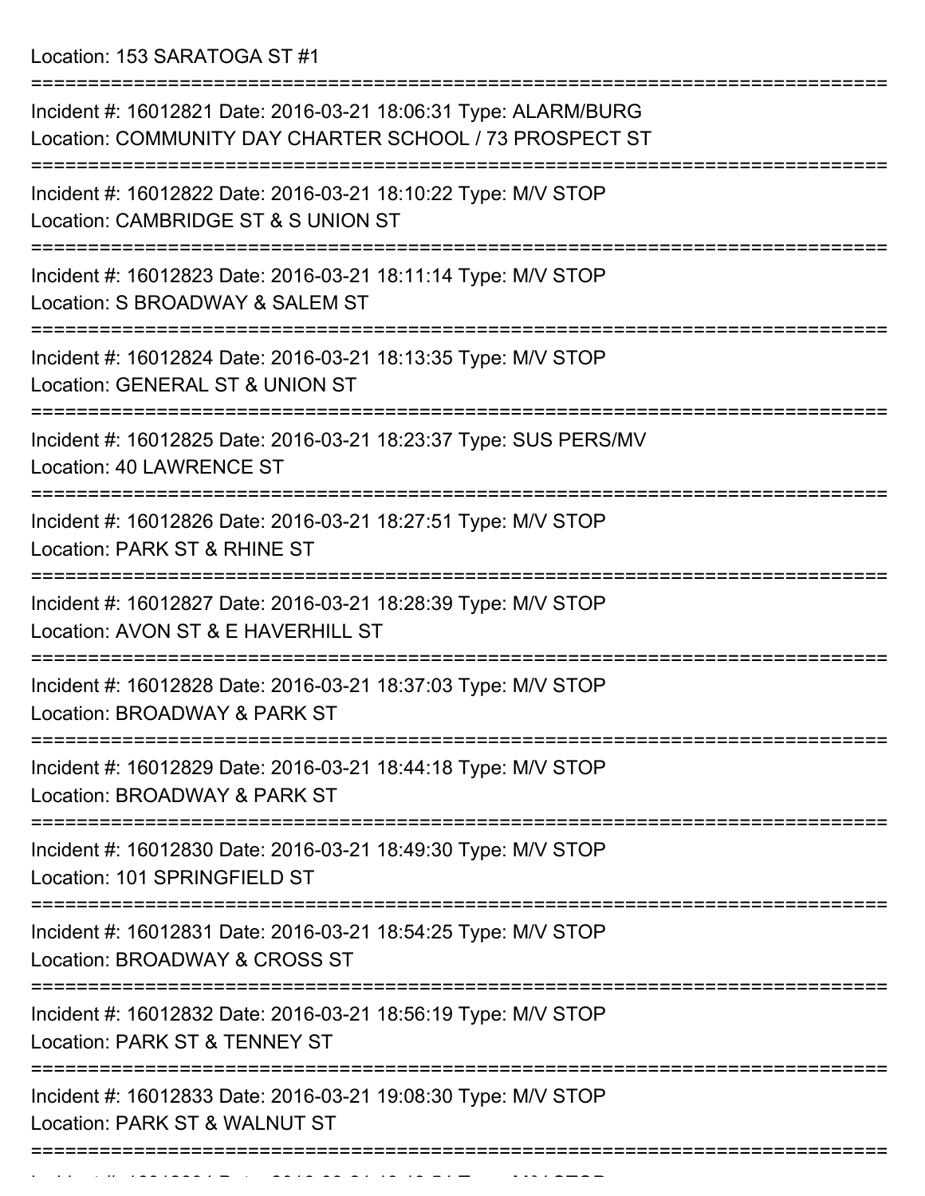Location: 153 SARATOGA ST #1

===========================================================================

Incident #: 16012821 Date: 2016-03-21 18:06:31 Type: ALARM/BURG
Location: COMMUNITY DAY CHARTER SCHOOL / 73 PROSPECT ST

===========================================================================

Incident #: 16012822 Date: 2016-03-21 18:10:22 Type: M/V STOP
Location: CAMBRIDGE ST & S UNION ST

===========================================================================

Incident #: 16012823 Date: 2016-03-21 18:11:14 Type: M/V STOP
Location: S BROADWAY & SALEM ST

===========================================================================

Incident #: 16012824 Date: 2016-03-21 18:13:35 Type: M/V STOP
Location: GENERAL ST & UNION ST

===========================================================================

Incident #: 16012825 Date: 2016-03-21 18:23:37 Type: SUS PERS/MV
Location: 40 LAWRENCE ST

===========================================================================

Incident #: 16012826 Date: 2016-03-21 18:27:51 Type: M/V STOP
Location: PARK ST & RHINE ST

===========================================================================

Incident #: 16012827 Date: 2016-03-21 18:28:39 Type: M/V STOP
Location: AVON ST & E HAVERHILL ST

===========================================================================

Incident #: 16012828 Date: 2016-03-21 18:37:03 Type: M/V STOP
Location: BROADWAY & PARK ST

===========================================================================

Incident #: 16012829 Date: 2016-03-21 18:44:18 Type: M/V STOP
Location: BROADWAY & PARK ST

===========================================================================

Incident #: 16012830 Date: 2016-03-21 18:49:30 Type: M/V STOP
Location: 101 SPRINGFIELD ST

===========================================================================

Incident #: 16012831 Date: 2016-03-21 18:54:25 Type: M/V STOP
Location: BROADWAY & CROSS ST

===========================================================================

Incident #: 16012832 Date: 2016-03-21 18:56:19 Type: M/V STOP
Location: PARK ST & TENNEY ST

===========================================================================

Incident #: 16012833 Date: 2016-03-21 19:08:30 Type: M/V STOP
Location: PARK ST & WALNUT ST

===========================================================================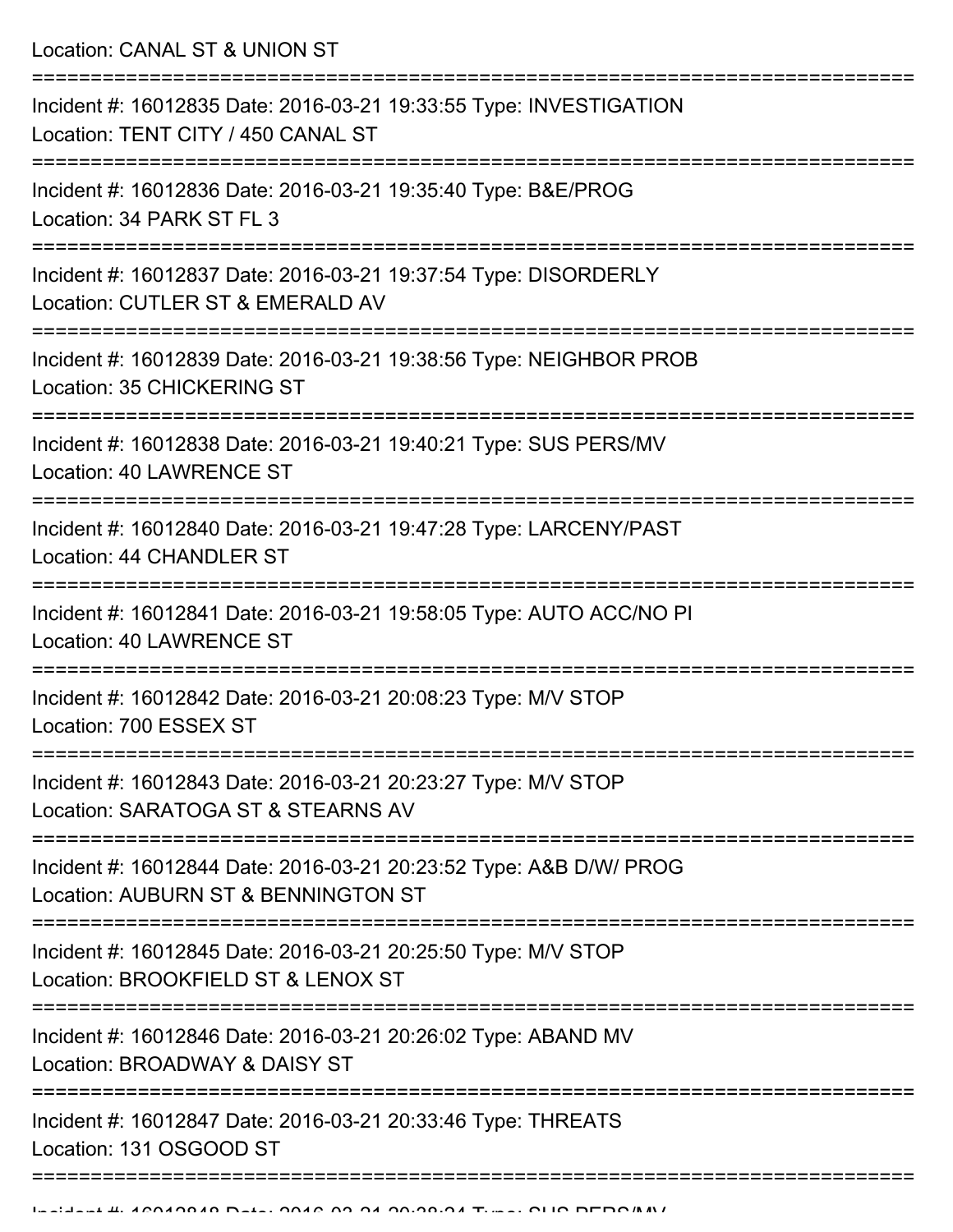Location: CANAL ST & UNION ST

===========================================================================

Incident #: 16012835 Date: 2016-03-21 19:33:55 Type: INVESTIGATION
Location: TENT CITY / 450 CANAL ST

===========================================================================

Incident #: 16012836 Date: 2016-03-21 19:35:40 Type: B&E/PROG
Location: 34 PARK ST FL 3

===========================================================================

Incident #: 16012837 Date: 2016-03-21 19:37:54 Type: DISORDERLY
Location: CUTLER ST & EMERALD AV

===========================================================================

Incident #: 16012839 Date: 2016-03-21 19:38:56 Type: NEIGHBOR PROB
Location: 35 CHICKERING ST

===========================================================================

Incident #: 16012838 Date: 2016-03-21 19:40:21 Type: SUS PERS/MV
Location: 40 LAWRENCE ST

===========================================================================

Incident #: 16012840 Date: 2016-03-21 19:47:28 Type: LARCENY/PAST
Location: 44 CHANDLER ST

===========================================================================

Incident #: 16012841 Date: 2016-03-21 19:58:05 Type: AUTO ACC/NO PI
Location: 40 LAWRENCE ST

===========================================================================

Incident #: 16012842 Date: 2016-03-21 20:08:23 Type: M/V STOP
Location: 700 ESSEX ST

===========================================================================

Incident #: 16012843 Date: 2016-03-21 20:23:27 Type: M/V STOP
Location: SARATOGA ST & STEARNS AV

===========================================================================

Incident #: 16012844 Date: 2016-03-21 20:23:52 Type: A&B D/W/ PROG
Location: AUBURN ST & BENNINGTON ST

===========================================================================

Incident #: 16012845 Date: 2016-03-21 20:25:50 Type: M/V STOP
Location: BROOKFIELD ST & LENOX ST

===========================================================================

Incident #: 16012846 Date: 2016-03-21 20:26:02 Type: ABAND MV
Location: BROADWAY & DAISY ST

===========================================================================

Incident #: 16012847 Date: 2016-03-21 20:33:46 Type: THREATS
Location: 131 OSGOOD ST

===========================================================================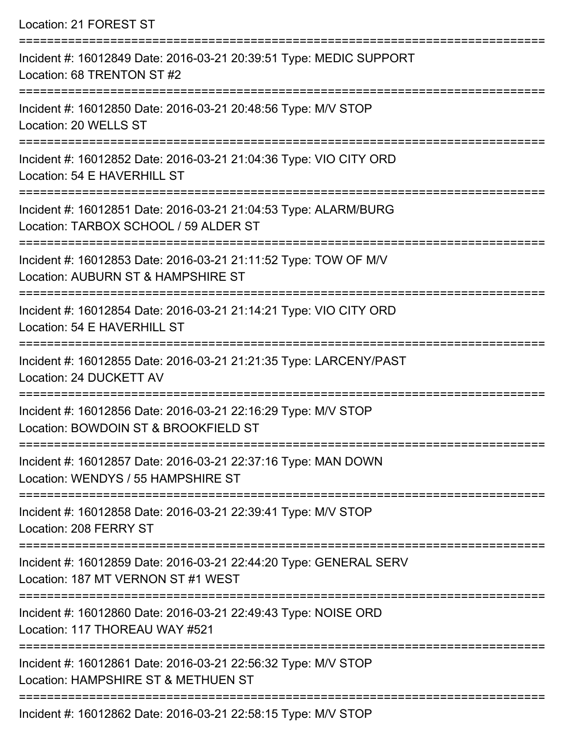Location: 21 FOREST ST

===========================================================================

Incident #: 16012849 Date: 2016-03-21 20:39:51 Type: MEDIC SUPPORT
Location: 68 TRENTON ST #2

===========================================================================

Incident #: 16012850 Date: 2016-03-21 20:48:56 Type: M/V STOP
Location: 20 WELLS ST

===========================================================================

Incident #: 16012852 Date: 2016-03-21 21:04:36 Type: VIO CITY ORD
Location: 54 E HAVERHILL ST

===========================================================================

Incident #: 16012851 Date: 2016-03-21 21:04:53 Type: ALARM/BURG
Location: TARBOX SCHOOL / 59 ALDER ST

===========================================================================

Incident #: 16012853 Date: 2016-03-21 21:11:52 Type: TOW OF M/V
Location: AUBURN ST & HAMPSHIRE ST

===========================================================================

Incident #: 16012854 Date: 2016-03-21 21:14:21 Type: VIO CITY ORD
Location: 54 E HAVERHILL ST

===========================================================================

Incident #: 16012855 Date: 2016-03-21 21:21:35 Type: LARCENY/PAST
Location: 24 DUCKETT AV

===========================================================================

Incident #: 16012856 Date: 2016-03-21 22:16:29 Type: M/V STOP
Location: BOWDOIN ST & BROOKFIELD ST

===========================================================================

Incident #: 16012857 Date: 2016-03-21 22:37:16 Type: MAN DOWN
Location: WENDYS / 55 HAMPSHIRE ST

===========================================================================

Incident #: 16012858 Date: 2016-03-21 22:39:41 Type: M/V STOP
Location: 208 FERRY ST

===========================================================================

Incident #: 16012859 Date: 2016-03-21 22:44:20 Type: GENERAL SERV
Location: 187 MT VERNON ST #1 WEST

===========================================================================

Incident #: 16012860 Date: 2016-03-21 22:49:43 Type: NOISE ORD
Location: 117 THOREAU WAY #521

===========================================================================

Incident #: 16012861 Date: 2016-03-21 22:56:32 Type: M/V STOP
Location: HAMPSHIRE ST & METHUEN ST

===========================================================================

Incident #: 16012862 Date: 2016-03-21 22:58:15 Type: M/V STOP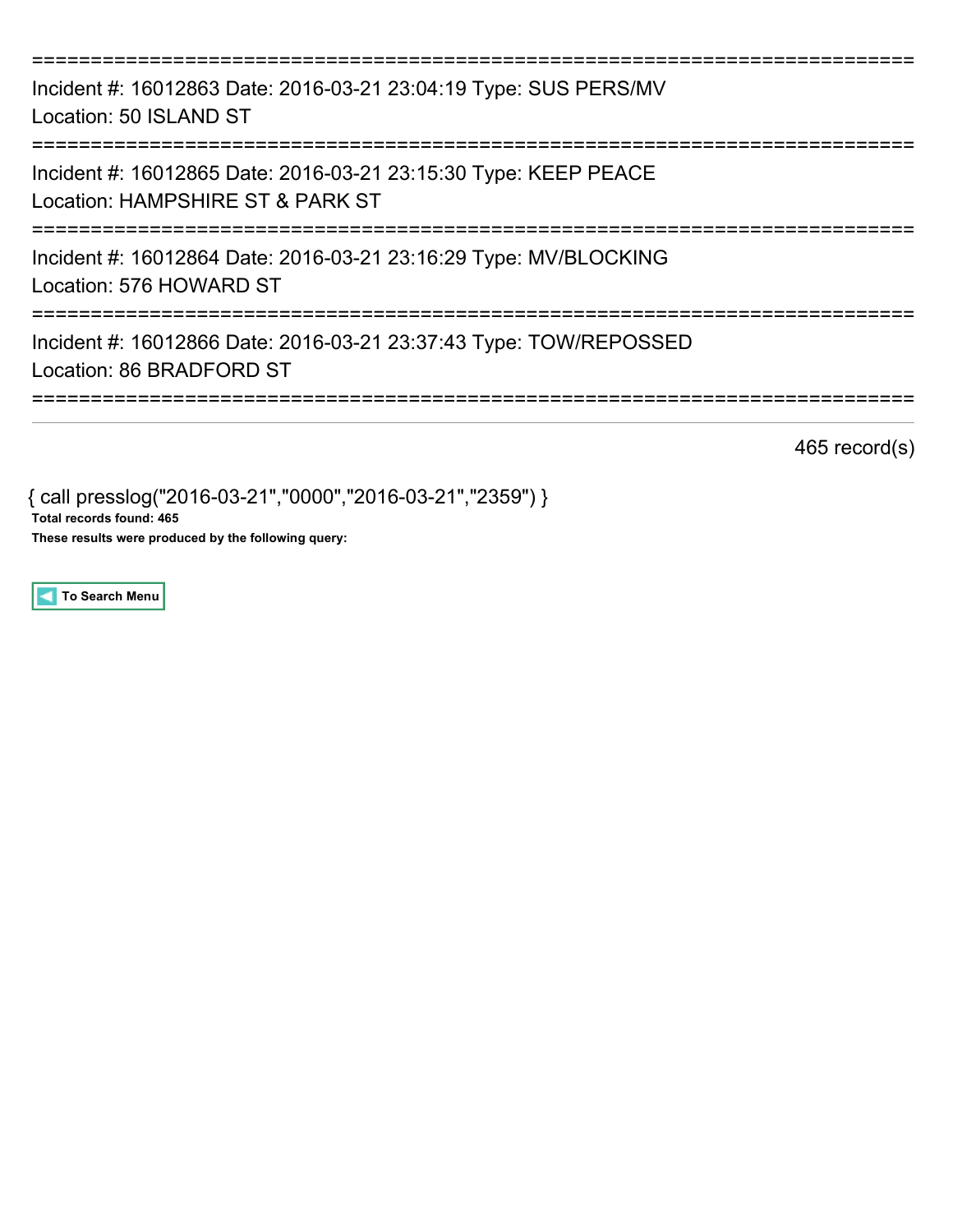===========================================================================

Incident #: 16012863 Date: 2016-03-21 23:04:19 Type: SUS PERS/MV

Location: 50 ISLAND ST

===========================================================================

Incident #: 16012865 Date: 2016-03-21 23:15:30 Type: KEEP PEACE

Location: HAMPSHIRE ST & PARK ST

===========================================================================

Incident #: 16012864 Date: 2016-03-21 23:16:29 Type: MV/BLOCKING

Location: 576 HOWARD ST

===========================================================================

Incident #: 16012866 Date: 2016-03-21 23:37:43 Type: TOW/REPOSSED

Location: 86 BRADFORD ST

===========================================================================

465 record(s)

{ call presslog("2016-03-21","0000","2016-03-21","2359") }

**Total records found: 465**

**These results were produced by the following query:**

**To Search Menu**